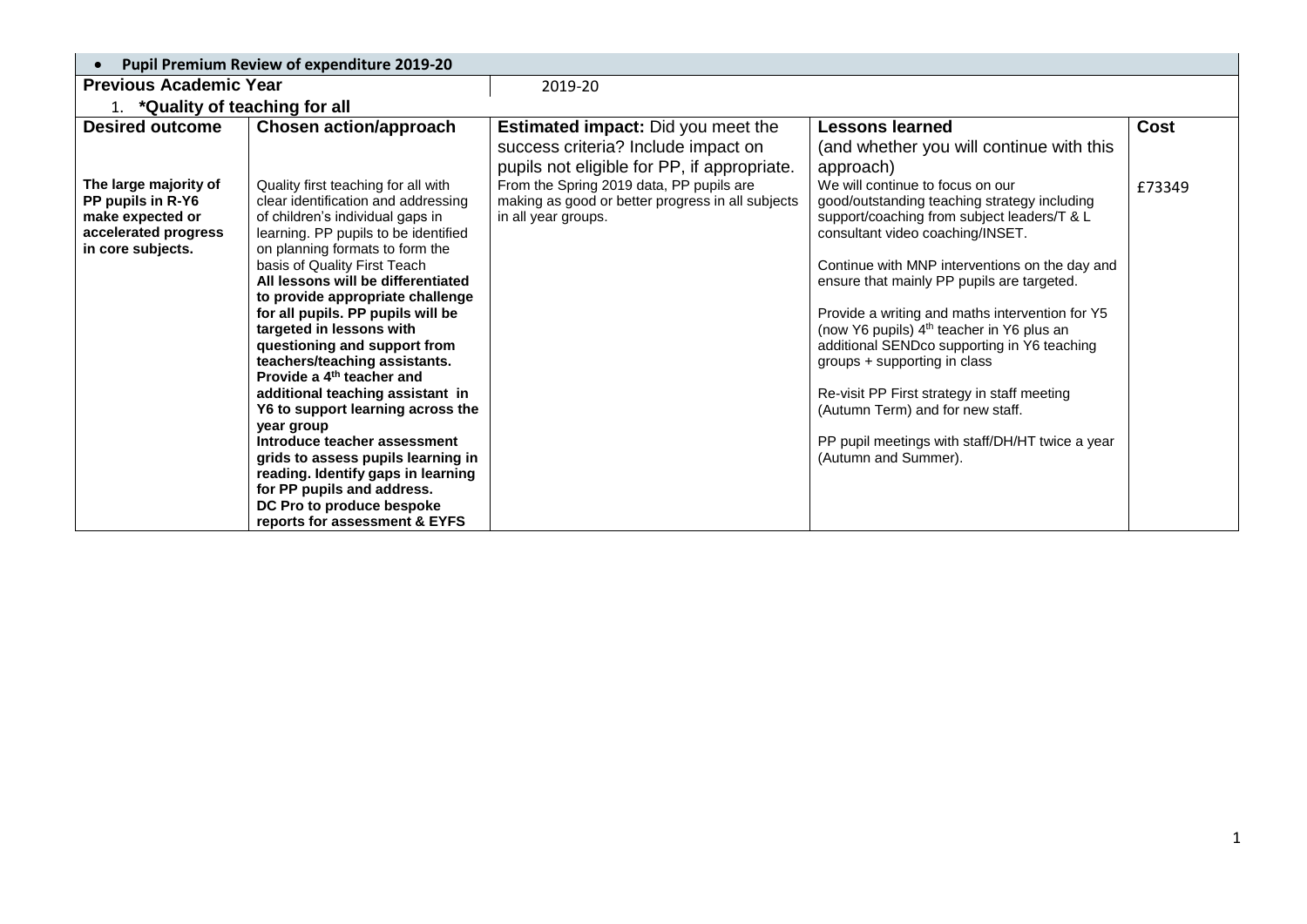- **Pupil Premium Review of expenditure 2019-20**

| **Previous Academic Year** | 2019-20 | | | |
|---|---|---|---|---|
| 1. **\*Quality of teaching for all** | | | | |
| **Desired outcome** | **Chosen action/approach** | **Estimated impact:** Did you meet the success criteria? Include impact on pupils not eligible for PP, if appropriate. | **Lessons learned** (and whether you will continue with this approach) | **Cost** |
| **The large majority of PP pupils in R-Y6 make expected or accelerated progress in core subjects.** | Quality first teaching for all with clear identification and addressing of children's individual gaps in learning. PP pupils to be identified on planning formats to form the basis of Quality First Teach<br>**All lessons will be differentiated to provide appropriate challenge for all pupils. PP pupils will be targeted in lessons with questioning and support from teachers/teaching assistants.**<br>**Provide a 4th teacher and additional teaching assistant in Y6 to support learning across the year group**<br>**Introduce teacher assessment grids to assess pupils learning in reading. Identify gaps in learning for PP pupils and address.**<br>**DC Pro to produce bespoke reports for assessment & EYFS** | From the Spring 2019 data, PP pupils are making as good or better progress in all subjects in all year groups. | We will continue to focus on our good/outstanding teaching strategy including support/coaching from subject leaders/T & L consultant video coaching/INSET.<br><br>Continue with MNP interventions on the day and ensure that mainly PP pupils are targeted.<br><br>Provide a writing and maths intervention for Y5 (now Y6 pupils) 4th teacher in Y6 plus an additional SENDco supporting in Y6 teaching groups + supporting in class<br><br>Re-visit PP First strategy in staff meeting (Autumn Term) and for new staff.<br><br>PP pupil meetings with staff/DH/HT twice a year (Autumn and Summer). | £73349 |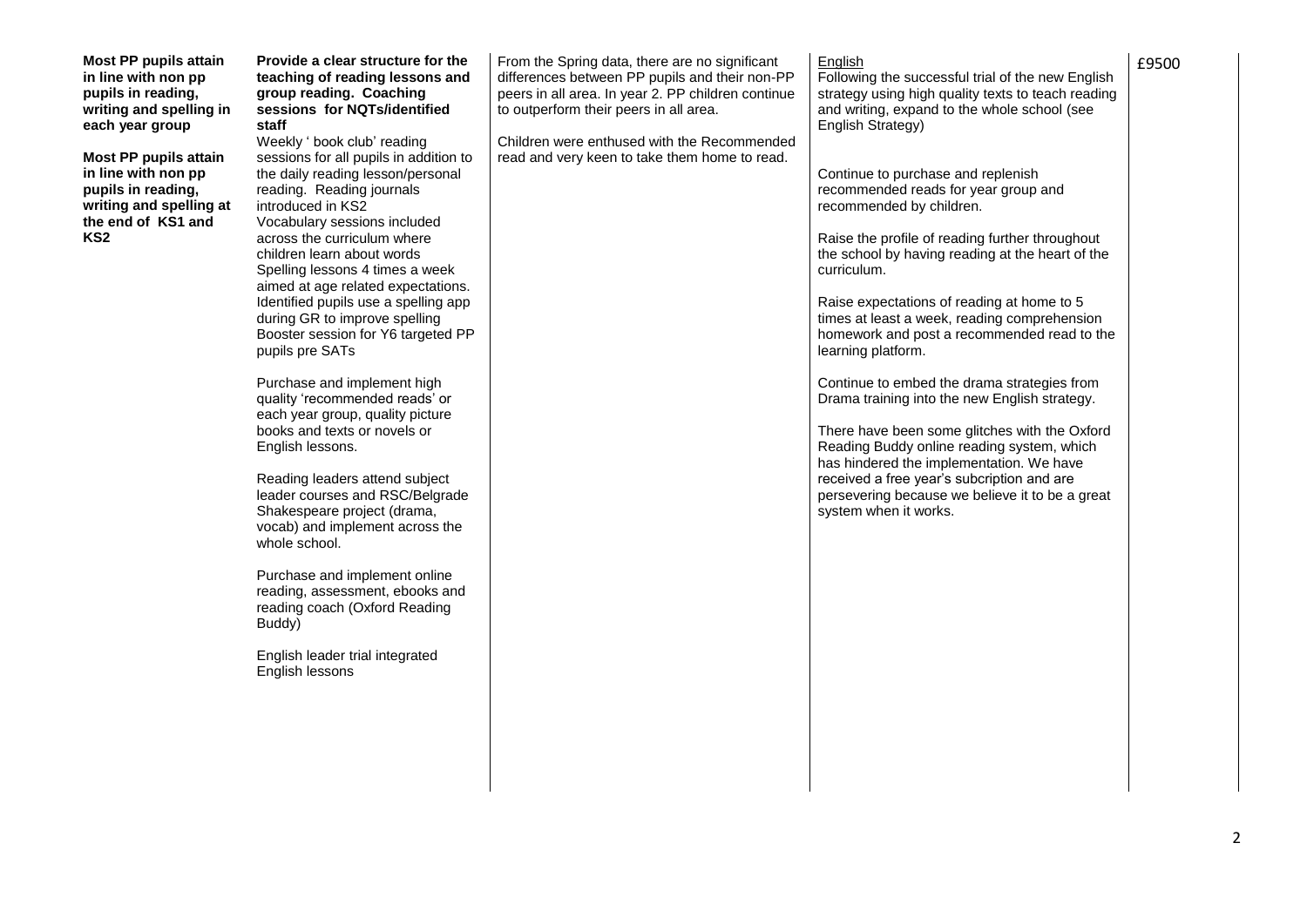| | | | | |
|---|---|---|---|---|
| **Most PP pupils attain in line with non pp pupils in reading, writing and spelling in each year group**<br><br>**Most PP pupils attain in line with non pp pupils in reading, writing and spelling at the end of KS1 and KS2** | **Provide a clear structure for the teaching of reading lessons and group reading. Coaching sessions for NQTs/identified staff**<br>Weekly ' book club' reading sessions for all pupils in addition to the daily reading lesson/personal reading. Reading journals introduced in KS2<br>Vocabulary sessions included across the curriculum where children learn about words<br>Spelling lessons 4 times a week aimed at age related expectations.<br>Identified pupils use a spelling app during GR to improve spelling<br>Booster session for Y6 targeted PP pupils pre SATs<br><br>Purchase and implement high quality 'recommended reads' or each year group, quality picture books and texts or novels or English lessons.<br><br>Reading leaders attend subject leader courses and RSC/Belgrade Shakespeare project (drama, vocab) and implement across the whole school.<br><br>Purchase and implement online reading, assessment, ebooks and reading coach (Oxford Reading Buddy)<br><br>English leader trial integrated English lessons | From the Spring data, there are no significant differences between PP pupils and their non-PP peers in all area. In year 2. PP children continue to outperform their peers in all area.<br><br>Children were enthused with the Recommended read and very keen to take them home to read. | English<br>Following the successful trial of the new English strategy using high quality texts to teach reading and writing, expand to the whole school (see English Strategy)<br><br>Continue to purchase and replenish recommended reads for year group and recommended by children.<br><br>Raise the profile of reading further throughout the school by having reading at the heart of the curriculum.<br><br>Raise expectations of reading at home to 5 times at least a week, reading comprehension homework and post a recommended read to the learning platform.<br><br>Continue to embed the drama strategies from Drama training into the new English strategy.<br><br>There have been some glitches with the Oxford Reading Buddy online reading system, which has hindered the implementation. We have received a free year's subcription and are persevering because we believe it to be a great system when it works. | £9500 |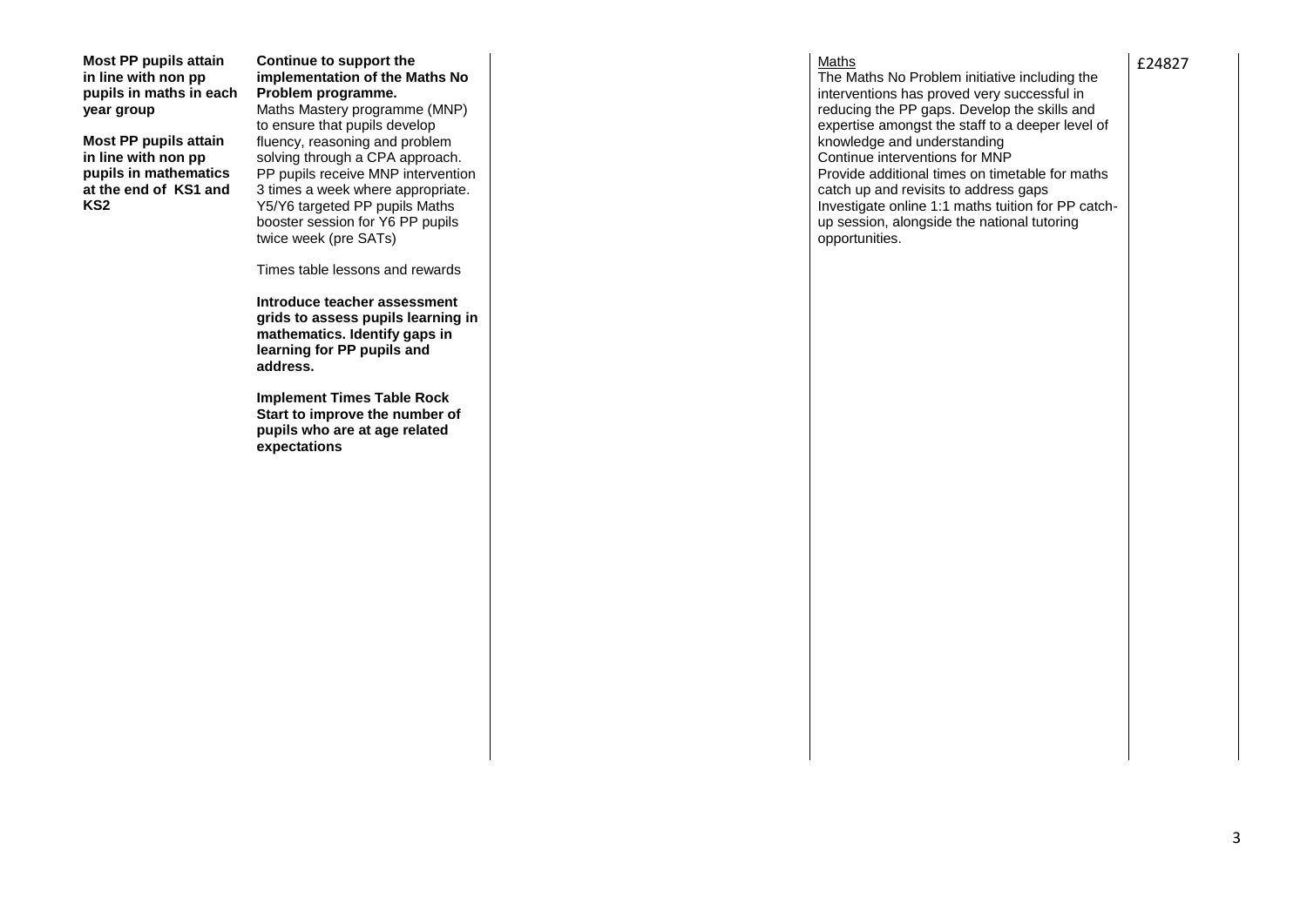| | | | | |
|---|---|---|---|---|
| **Most PP pupils attain in line with non pp pupils in maths in each year group**<br><br>**Most PP pupils attain in line with non pp pupils in mathematics at the end of KS1 and KS2** | **Continue to support the implementation of the Maths No Problem programme.**<br>Maths Mastery programme (MNP) to ensure that pupils develop fluency, reasoning and problem solving through a CPA approach. PP pupils receive MNP intervention 3 times a week where appropriate. Y5/Y6 targeted PP pupils Maths booster session for Y6 PP pupils twice week (pre SATs)<br><br>Times table lessons and rewards<br><br>**Introduce teacher assessment grids to assess pupils learning in mathematics. Identify gaps in learning for PP pupils and address.**<br><br>**Implement Times Table Rock Start to improve the number of pupils who are at age related expectations** | | Maths<br>The Maths No Problem initiative including the interventions has proved very successful in reducing the PP gaps. Develop the skills and expertise amongst the staff to a deeper level of knowledge and understanding<br>Continue interventions for MNP<br>Provide additional times on timetable for maths catch up and revisits to address gaps<br>Investigate online 1:1 maths tuition for PP catch-up session, alongside the national tutoring opportunities. | £24827 |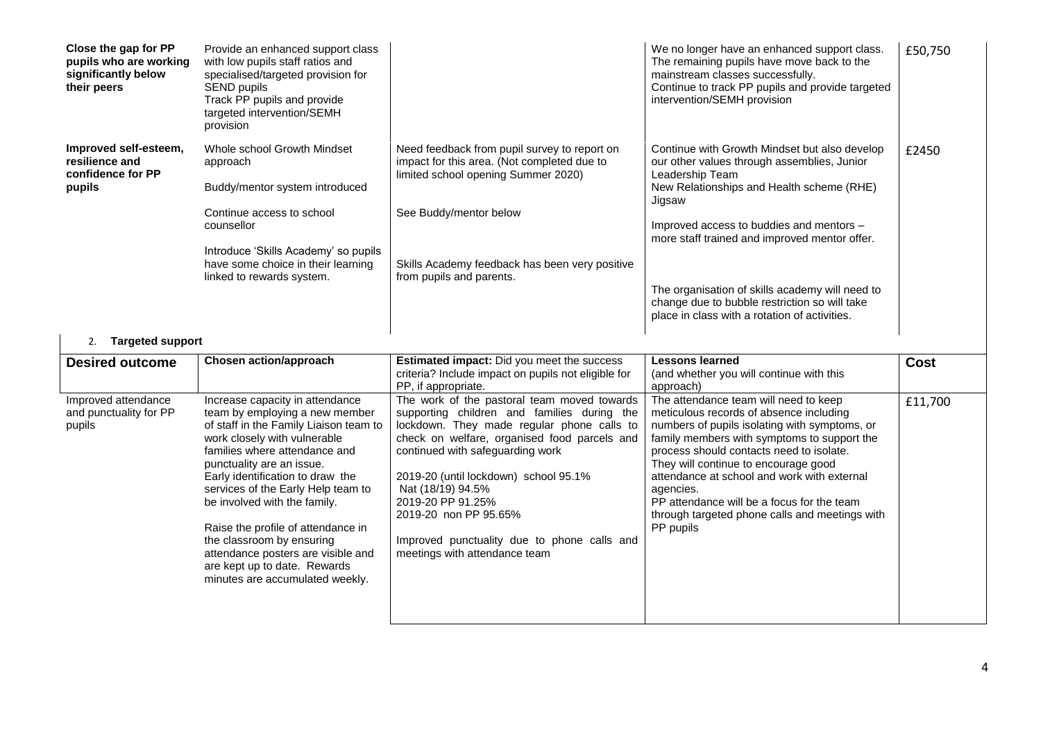| | | | | |
|---|---|---|---|---|
| **Close the gap for PP pupils who are working significantly below their peers** | Provide an enhanced support class with low pupils staff ratios and specialised/targeted provision for SEND pupils<br>Track PP pupils and provide targeted intervention/SEMH provision | | We no longer have an enhanced support class. The remaining pupils have move back to the mainstream classes successfully.<br>Continue to track PP pupils and provide targeted intervention/SEMH provision | £50,750 |
| **Improved self-esteem, resilience and confidence for PP pupils** | Whole school Growth Mindset approach<br><br>Buddy/mentor system introduced<br><br>Continue access to school counsellor<br><br>Introduce 'Skills Academy' so pupils have some choice in their learning linked to rewards system. | Need feedback from pupil survey to report on impact for this area. (Not completed due to limited school opening Summer 2020)<br><br>See Buddy/mentor below<br><br>Skills Academy feedback has been very positive from pupils and parents. | Continue with Growth Mindset but also develop our other values through assemblies, Junior Leadership Team<br>New Relationships and Health scheme (RHE) Jigsaw<br><br>Improved access to buddies and mentors – more staff trained and improved mentor offer.<br><br>The organisation of skills academy will need to change due to bubble restriction so will take place in class with a rotation of activities. | £2450 |

2. **Targeted support**

| Desired outcome | Chosen action/approach | Estimated impact: Did you meet the success criteria? Include impact on pupils not eligible for PP, if appropriate. | Lessons learned (and whether you will continue with this approach) | Cost |
|---|---|---|---|---|
| Improved attendance and punctuality for PP pupils | Increase capacity in attendance team by employing a new member of staff in the Family Liaison team to work closely with vulnerable families where attendance and punctuality are an issue.<br>Early identification to draw the services of the Early Help team to be involved with the family.<br><br>Raise the profile of attendance in the classroom by ensuring attendance posters are visible and are kept up to date. Rewards minutes are accumulated weekly. | The work of the pastoral team moved towards supporting children and families during the lockdown. They made regular phone calls to check on welfare, organised food parcels and continued with safeguarding work<br><br>2019-20 (until lockdown) school 95.1%<br>Nat (18/19) 94.5%<br>2019-20 PP 91.25%<br>2019-20 non PP 95.65%<br><br>Improved punctuality due to phone calls and meetings with attendance team | The attendance team will need to keep meticulous records of absence including numbers of pupils isolating with symptoms, or family members with symptoms to support the process should contacts need to isolate.<br>They will continue to encourage good attendance at school and work with external agencies.<br>PP attendance will be a focus for the team through targeted phone calls and meetings with PP pupils | £11,700 |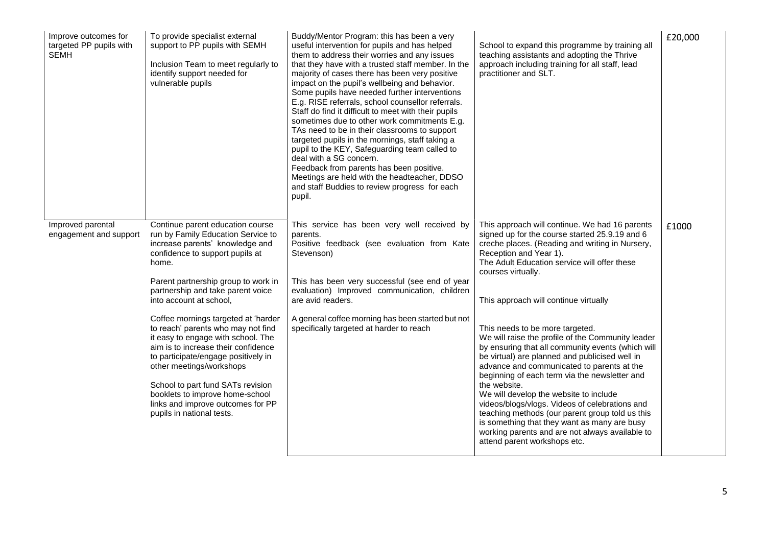| Improve outcomes for targeted PP pupils with SEMH | To provide specialist external support to PP pupils with SEMH<br><br>Inclusion Team to meet regularly to identify support needed for vulnerable pupils | Buddy/Mentor Program: this has been a very useful intervention for pupils and has helped them to address their worries and any issues that they have with a trusted staff member. In the majority of cases there has been very positive impact on the pupil's wellbeing and behavior. Some pupils have needed further interventions E.g. RISE referrals, school counsellor referrals. Staff do find it difficult to meet with their pupils sometimes due to other work commitments E.g. TAs need to be in their classrooms to support targeted pupils in the mornings, staff taking a pupil to the KEY, Safeguarding team called to deal with a SG concern.<br>Feedback from parents has been positive. Meetings are held with the headteacher, DDSO and staff Buddies to review progress for each pupil. | School to expand this programme by training all teaching assistants and adopting the Thrive approach including training for all staff, lead practitioner and SLT. | £20,000 |
|---|---|---|---|---|
| Improved parental engagement and support | Continue parent education course run by Family Education Service to increase parents' knowledge and confidence to support pupils at home.<br><br>Parent partnership group to work in partnership and take parent voice into account at school,<br><br>Coffee mornings targeted at 'harder to reach' parents who may not find it easy to engage with school. The aim is to increase their confidence to participate/engage positively in other meetings/workshops<br><br>School to part fund SATs revision booklets to improve home-school links and improve outcomes for PP pupils in national tests. | This service has been very well received by parents.<br>Positive feedback (see evaluation from Kate Stevenson)<br><br>This has been very successful (see end of year evaluation) Improved communication, children are avid readers.<br><br>A general coffee morning has been started but not specifically targeted at harder to reach | This approach will continue. We had 16 parents signed up for the course started 25.9.19 and 6 creche places. (Reading and writing in Nursery, Reception and Year 1).<br>The Adult Education service will offer these courses virtually.<br><br>This approach will continue virtually<br><br>This needs to be more targeted.<br>We will raise the profile of the Community leader by ensuring that all community events (which will be virtual) are planned and publicised well in advance and communicated to parents at the beginning of each term via the newsletter and the website.<br>We will develop the website to include videos/blogs/vlogs. Videos of celebrations and teaching methods (our parent group told us this is something that they want as many are busy working parents and are not always available to attend parent workshops etc. | £1000 |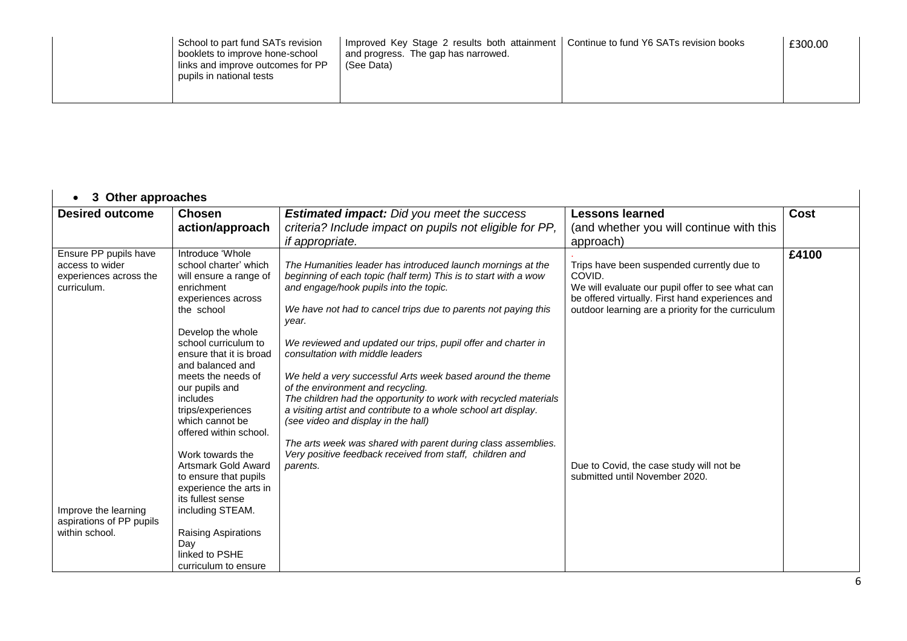| | School to part fund SATs revision booklets to improve hone-school links and improve outcomes for PP pupils in national tests | Improved Key Stage 2 results both attainment and progress. The gap has narrowed. (See Data) | Continue to fund Y6 SATs revision books | £300.00 |
|---|---|---|---|---|

- **3 Other approaches**

| Desired outcome | Chosen action/approach | *Estimated impact:* Did you meet the success criteria? Include impact on pupils not eligible for PP, if appropriate. | Lessons learned (and whether you will continue with this approach) | Cost |
|---|---|---|---|---|
| Ensure PP pupils have access to wider experiences across the curriculum.<br><br>Improve the learning aspirations of PP pupils within school. | Introduce 'Whole school charter' which will ensure a range of enrichment experiences across the school<br><br>Develop the whole school curriculum to ensure that it is broad and balanced and meets the needs of our pupils and includes trips/experiences which cannot be offered within school.<br><br>Work towards the Artsmark Gold Award to ensure that pupils experience the arts in its fullest sense including STEAM.<br><br>Raising Aspirations Day linked to PSHE curriculum to ensure | *The Humanities leader has introduced launch mornings at the beginning of each topic (half term) This is to start with a wow and engage/hook pupils into the topic.*<br><br>*We have not had to cancel trips due to parents not paying this year.*<br><br>*We reviewed and updated our trips, pupil offer and charter in consultation with middle leaders*<br><br>*We held a very successful Arts week based around the theme of the environment and recycling.*<br>*The children had the opportunity to work with recycled materials a visiting artist and contribute to a whole school art display. (see video and display in the hall)*<br><br>*The arts week was shared with parent during class assemblies. Very positive feedback received from staff, children and parents.* | Trips have been suspended currently due to COVID.<br>We will evaluate our pupil offer to see what can be offered virtually. First hand experiences and outdoor learning are a priority for the curriculum<br><br>Due to Covid, the case study will not be submitted until November 2020. | **£4100** |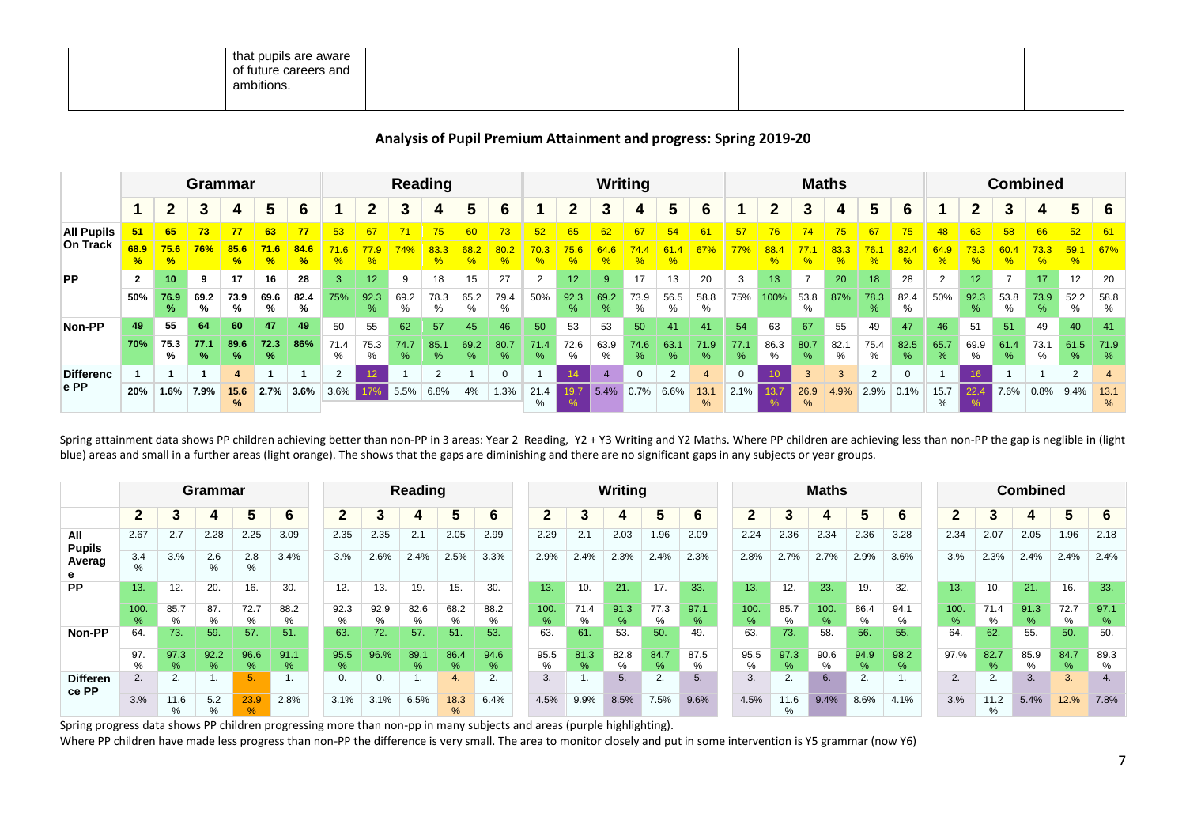| | that pupils are aware of future careers and ambitions. | | |
|---|---|---|---|

## Analysis of Pupil Premium Attainment and progress: Spring 2019-20

| | Grammar | | | | | | Reading | | | | | | Writing | | | | | | Maths | | | | | | Combined | | | | | |
|---|---|---|---|---|---|---|---|---|---|---|---|---|---|---|---|---|---|---|---|---|---|---|---|---|---|---|---|---|---|---|
| | 1 | 2 | 3 | 4 | 5 | 6 | 1 | 2 | 3 | 4 | 5 | 6 | 1 | 2 | 3 | 4 | 5 | 6 | 1 | 2 | 3 | 4 | 5 | 6 | 1 | 2 | 3 | 4 | 5 | 6 |
| All Pupils On Track | 51 | 65 | 73 | 77 | 63 | 77 | 53 | 67 | 71 | 75 | 60 | 73 | 52 | 65 | 62 | 67 | 54 | 61 | 57 | 76 | 74 | 75 | 67 | 75 | 48 | 63 | 58 | 66 | 52 | 61 |
| | 68.9% | 75.6% | 76% | 85.6% | 71.6% | 84.6% | 71.6% | 77.9% | 74% | 83.3% | 68.2% | 80.2% | 70.3% | 75.6% | 64.6% | 74.4% | 61.4% | 67% | 77% | 88.4% | 77.1% | 83.3% | 76.1% | 82.4% | 64.9% | 73.3% | 60.4% | 73.3% | 59.1% | 67% |
| PP | 2 | 10 | 9 | 17 | 16 | 28 | 3 | 12 | 9 | 18 | 15 | 27 | 2 | 12 | 9 | 17 | 13 | 20 | 3 | 13 | 7 | 20 | 18 | 28 | 2 | 12 | 7 | 17 | 12 | 20 |
| | 50% | 76.9% | 69.2% | 73.9% | 69.6% | 82.4% | 75% | 92.3% | 69.2% | 78.3% | 65.2% | 79.4% | 50% | 92.3% | 69.2% | 73.9% | 56.5% | 58.8% | 75% | 100% | 53.8% | 87% | 78.3% | 82.4% | 50% | 92.3% | 53.8% | 73.9% | 52.2% | 58.8% |
| Non-PP | 49 | 55 | 64 | 60 | 47 | 49 | 50 | 55 | 62 | 57 | 45 | 46 | 50 | 53 | 53 | 50 | 41 | 41 | 54 | 63 | 67 | 55 | 49 | 47 | 46 | 51 | 51 | 49 | 40 | 41 |
| | 70% | 75.3% | 77.1% | 89.6% | 72.3% | 86% | 71.4% | 75.3% | 74.7% | 85.1% | 69.2% | 80.7% | 71.4% | 72.6% | 63.9% | 74.6% | 63.1% | 71.9% | 77.1% | 86.3% | 80.7% | 82.1% | 75.4% | 82.5% | 65.7% | 69.9% | 61.4% | 73.1% | 61.5% | 71.9% |
| Difference PP | 1 | 1 | 1 | 4 | 1 | 1 | 2 | 12 | 1 | 2 | 1 | 0 | 1 | 14 | 4 | 0 | 2 | 4 | 0 | 10 | 3 | 3 | 2 | 0 | 1 | 16 | 1 | 1 | 2 | 4 |
| | 20% | 1.6% | 7.9% | 15.6% | 2.7% | 3.6% | 3.6% | 17% | 5.5% | 6.8% | 4% | 1.3% | 21.4% | 19.7% | 5.4% | 0.7% | 6.6% | 13.1% | 2.1% | 13.7% | 26.9% | 4.9% | 2.9% | 0.1% | 15.7% | 22.4% | 7.6% | 0.8% | 9.4% | 13.1% |

Spring attainment data shows PP children achieving better than non-PP in 3 areas: Year 2 Reading, Y2 + Y3 Writing and Y2 Maths. Where PP children are achieving less than non-PP the gap is neglible in (light blue) areas and small in a further areas (light orange). The shows that the gaps are diminishing and there are no significant gaps in any subjects or year groups.

| | Grammar | | | | | Reading | | | | | Writing | | | | | Maths | | | | | Combined | | | | |
|---|---|---|---|---|---|---|---|---|---|---|---|---|---|---|---|---|---|---|---|---|---|---|---|---|---|
| | 2 | 3 | 4 | 5 | 6 | 2 | 3 | 4 | 5 | 6 | 2 | 3 | 4 | 5 | 6 | 2 | 3 | 4 | 5 | 6 | 2 | 3 | 4 | 5 | 6 |
| All Pupils Average | 2.67 | 2.7 | 2.28 | 2.25 | 3.09 | 2.35 | 2.35 | 2.1 | 2.05 | 2.99 | 2.29 | 2.1 | 2.03 | 1.96 | 2.09 | 2.24 | 2.36 | 2.34 | 2.36 | 3.28 | 2.34 | 2.07 | 2.05 | 1.96 | 2.18 |
| | 3.4% | 3.% | 2.6% | 2.8% | 3.4% | 3.% | 2.6% | 2.4% | 2.5% | 3.3% | 2.9% | 2.4% | 2.3% | 2.4% | 2.3% | 2.8% | 2.7% | 2.7% | 2.9% | 3.6% | 3.% | 2.3% | 2.4% | 2.4% | 2.4% |
| PP | 13. | 12. | 20. | 16. | 30. | 12. | 13. | 19. | 15. | 30. | 13. | 10. | 21. | 17. | 33. | 13. | 12. | 23. | 19. | 32. | 13. | 10. | 21. | 16. | 33. |
| | 100.% | 85.7% | 87.% | 72.7% | 88.2% | 92.3% | 92.9% | 82.6% | 68.2% | 88.2% | 100.% | 71.4% | 91.3% | 77.3% | 97.1% | 100.% | 85.7% | 100.% | 86.4% | 94.1% | 100.% | 71.4% | 91.3% | 72.7% | 97.1% |
| Non-PP | 64. | 73. | 59. | 57. | 51. | 63. | 72. | 57. | 51. | 53. | 63. | 61. | 53. | 50. | 49. | 63. | 73. | 58. | 56. | 55. | 64. | 62. | 55. | 50. | 50. |
| | 97.% | 97.3% | 92.2% | 96.6% | 91.1% | 95.5% | 96.% | 89.1% | 86.4% | 94.6% | 95.5% | 81.3% | 82.8% | 84.7% | 87.5% | 95.5% | 97.3% | 90.6% | 94.9% | 98.2% | 97.% | 82.7% | 85.9% | 84.7% | 89.3% |
| Difference PP | 2. | 2. | 1. | 5. | 1. | 0. | 0. | 1. | 4. | 2. | 3. | 1. | 5. | 2. | 5. | 3. | 2. | 6. | 2. | 1. | 2. | 2. | 3. | 3. | 4. |
| | 3.% | 11.6% | 5.2% | 23.9% | 2.8% | 3.1% | 3.1% | 6.5% | 18.3% | 6.4% | 4.5% | 9.9% | 8.5% | 7.5% | 9.6% | 4.5% | 11.6% | 9.4% | 8.6% | 4.1% | 3.% | 11.2% | 5.4% | 12.% | 7.8% |

Spring progress data shows PP children progressing more than non-pp in many subjects and areas (purple highlighting).

Where PP children have made less progress than non-PP the difference is very small. The area to monitor closely and put in some intervention is Y5 grammar (now Y6)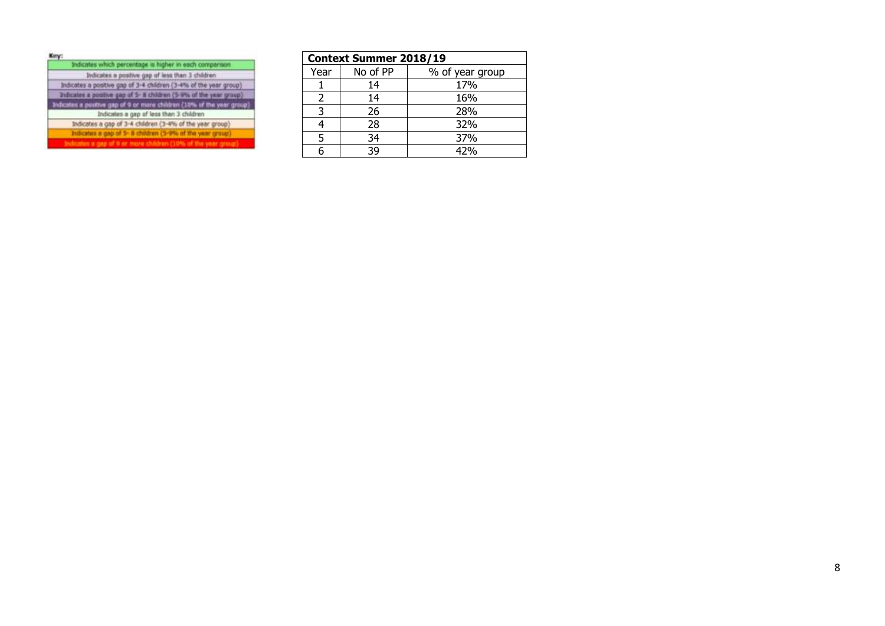Key:

| |
|---|
| Indicates which percentage is higher in each comparison |
| Indicates a positive gap of less than 3 children |
| Indicates a positive gap of 3-4 children (3-4% of the year group) |
| Indicates a positive gap of 5- 8 children (5-9% of the year group) |
| Indicates a positive gap of 9 or more children (10% of the year group) |
| Indicates a gap of less than 3 children |
| Indicates a gap of 3-4 children (3-4% of the year group) |
| Indicates a gap of 5- 8 children (5-9% of the year group) |
| Indicates a gap of 9 or more children (10% of the year group) |

| **Context Summer 2018/19** | | |
|---|---|---|
| Year | No of PP | % of year group |
| 1 | 14 | 17% |
| 2 | 14 | 16% |
| 3 | 26 | 28% |
| 4 | 28 | 32% |
| 5 | 34 | 37% |
| 6 | 39 | 42% |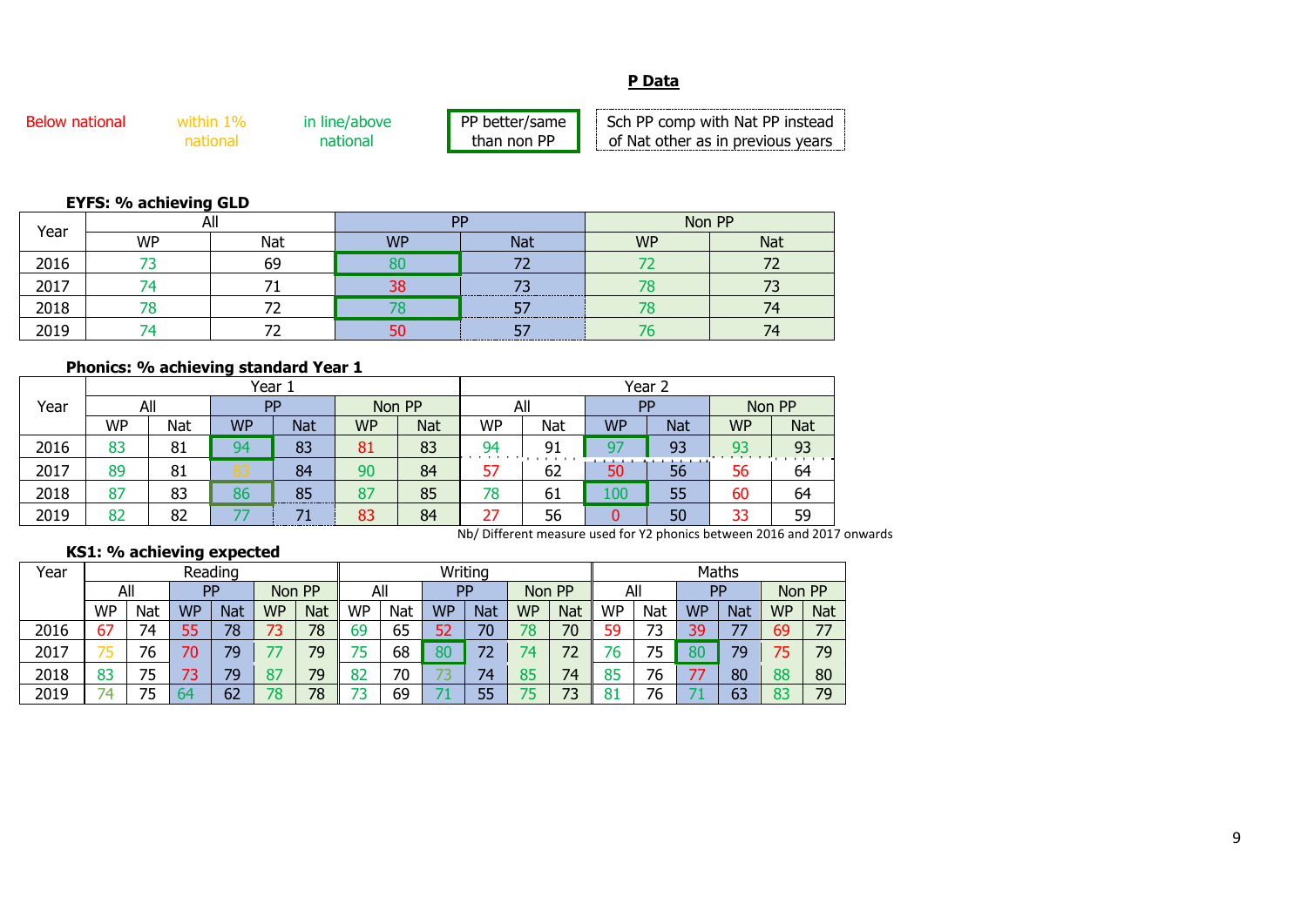## P Data

Below national | within 1% national | in line/above national | PP better/same than non PP | Sch PP comp with Nat PP instead of Nat other as in previous years

**EYFS: % achieving GLD**

| Year | All | | PP | | Non PP | |
|---|---|---|---|---|---|---|
| | WP | Nat | WP | Nat | WP | Nat |
| 2016 | 73 | 69 | 80 | 72 | 72 | 72 |
| 2017 | 74 | 71 | 38 | 73 | 78 | 73 |
| 2018 | 78 | 72 | 78 | 57 | 78 | 74 |
| 2019 | 74 | 72 | 50 | 57 | 76 | 74 |

**Phonics: % achieving standard Year 1**

| Year | Year 1 | | | | | | Year 2 | | | | | |
|---|---|---|---|---|---|---|---|---|---|---|---|---|
| | All | | PP | | Non PP | | All | | PP | | Non PP | |
| | WP | Nat | WP | Nat | WP | Nat | WP | Nat | WP | Nat | WP | Nat |
| 2016 | 83 | 81 | 94 | 83 | 81 | 83 | 94 | 91 | 97 | 93 | 93 | 93 |
| 2017 | 89 | 81 | 83 | 84 | 90 | 84 | 57 | 62 | 50 | 56 | 56 | 64 |
| 2018 | 87 | 83 | 86 | 85 | 87 | 85 | 78 | 61 | 100 | 55 | 60 | 64 |
| 2019 | 82 | 82 | 77 | 71 | 83 | 84 | 27 | 56 | 0 | 50 | 33 | 59 |

Nb/ Different measure used for Y2 phonics between 2016 and 2017 onwards

**KS1: % achieving expected**

| Year | Reading | | | | | | Writing | | | | | | Maths | | | | | |
|---|---|---|---|---|---|---|---|---|---|---|---|---|---|---|---|---|---|---|
| | All | | PP | | Non PP | | All | | PP | | Non PP | | All | | PP | | Non PP | |
| | WP | Nat | WP | Nat | WP | Nat | WP | Nat | WP | Nat | WP | Nat | WP | Nat | WP | Nat | WP | Nat |
| 2016 | 67 | 74 | 55 | 78 | 73 | 78 | 69 | 65 | 52 | 70 | 78 | 70 | 59 | 73 | 39 | 77 | 69 | 77 |
| 2017 | 75 | 76 | 70 | 79 | 77 | 79 | 75 | 68 | 80 | 72 | 74 | 72 | 76 | 75 | 80 | 79 | 75 | 79 |
| 2018 | 83 | 75 | 73 | 79 | 87 | 79 | 82 | 70 | 73 | 74 | 85 | 74 | 85 | 76 | 77 | 80 | 88 | 80 |
| 2019 | 74 | 75 | 64 | 62 | 78 | 78 | 73 | 69 | 71 | 55 | 75 | 73 | 81 | 76 | 71 | 63 | 83 | 79 |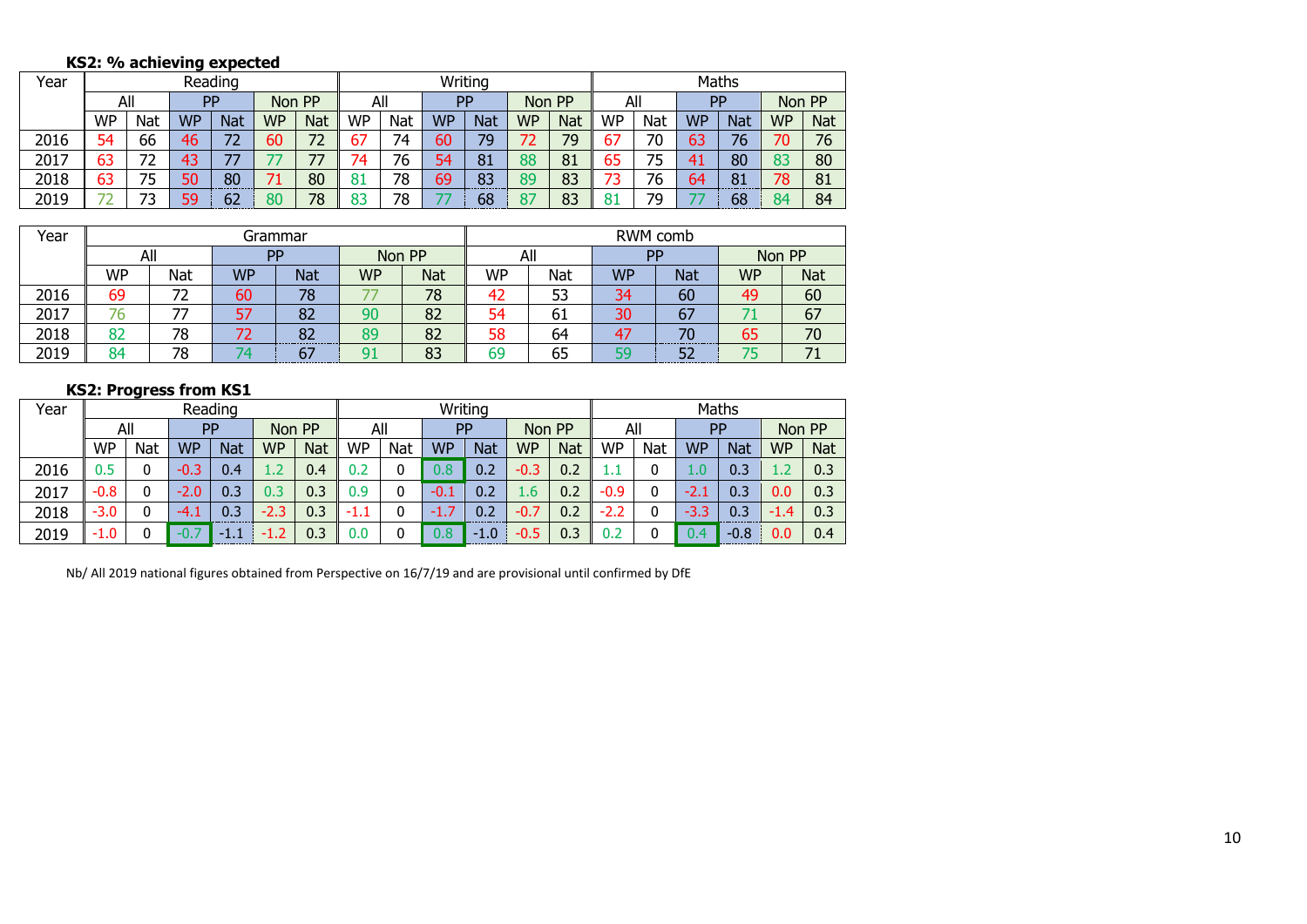**KS2: % achieving expected**

| Year | Reading | | | | | | Writing | | | | | | Maths | | | | | |
|---|---|---|---|---|---|---|---|---|---|---|---|---|---|---|---|---|---|---|
| | All | | PP | | Non PP | | All | | PP | | Non PP | | All | | PP | | Non PP | |
| | WP | Nat | WP | Nat | WP | Nat | WP | Nat | WP | Nat | WP | Nat | WP | Nat | WP | Nat | WP | Nat |
| 2016 | 54 | 66 | 46 | 72 | 60 | 72 | 67 | 74 | 60 | 79 | 72 | 79 | 67 | 70 | 63 | 76 | 70 | 76 |
| 2017 | 63 | 72 | 43 | 77 | 77 | 77 | 74 | 76 | 54 | 81 | 88 | 81 | 65 | 75 | 41 | 80 | 83 | 80 |
| 2018 | 63 | 75 | 50 | 80 | 71 | 80 | 81 | 78 | 69 | 83 | 89 | 83 | 73 | 76 | 64 | 81 | 78 | 81 |
| 2019 | 72 | 73 | 59 | 62 | 80 | 78 | 83 | 78 | 77 | 68 | 87 | 83 | 81 | 79 | 77 | 68 | 84 | 84 |

| Year | Grammar | | | | | | RWM comb | | | | | |
|---|---|---|---|---|---|---|---|---|---|---|---|---|
| | All | | PP | | Non PP | | All | | PP | | Non PP | |
| | WP | Nat | WP | Nat | WP | Nat | WP | Nat | WP | Nat | WP | Nat |
| 2016 | 69 | 72 | 60 | 78 | 77 | 78 | 42 | 53 | 34 | 60 | 49 | 60 |
| 2017 | 76 | 77 | 57 | 82 | 90 | 82 | 54 | 61 | 30 | 67 | 71 | 67 |
| 2018 | 82 | 78 | 72 | 82 | 89 | 82 | 58 | 64 | 47 | 70 | 65 | 70 |
| 2019 | 84 | 78 | 74 | 67 | 91 | 83 | 69 | 65 | 59 | 52 | 75 | 71 |

**KS2: Progress from KS1**

| Year | Reading | | | | | | Writing | | | | | | Maths | | | | | |
|---|---|---|---|---|---|---|---|---|---|---|---|---|---|---|---|---|---|---|
| | All | | PP | | Non PP | | All | | PP | | Non PP | | All | | PP | | Non PP | |
| | WP | Nat | WP | Nat | WP | Nat | WP | Nat | WP | Nat | WP | Nat | WP | Nat | WP | Nat | WP | Nat |
| 2016 | 0.5 | 0 | -0.3 | 0.4 | 1.2 | 0.4 | 0.2 | 0 | 0.8 | 0.2 | -0.3 | 0.2 | 1.1 | 0 | 1.0 | 0.3 | 1.2 | 0.3 |
| 2017 | -0.8 | 0 | -2.0 | 0.3 | 0.3 | 0.3 | 0.9 | 0 | -0.1 | 0.2 | 1.6 | 0.2 | -0.9 | 0 | -2.1 | 0.3 | 0.0 | 0.3 |
| 2018 | -3.0 | 0 | -4.1 | 0.3 | -2.3 | 0.3 | -1.1 | 0 | -1.7 | 0.2 | -0.7 | 0.2 | -2.2 | 0 | -3.3 | 0.3 | -1.4 | 0.3 |
| 2019 | -1.0 | 0 | -0.7 | -1.1 | -1.2 | 0.3 | 0.0 | 0 | 0.8 | -1.0 | -0.5 | 0.3 | 0.2 | 0 | 0.4 | -0.8 | 0.0 | 0.4 |

Nb/ All 2019 national figures obtained from Perspective on 16/7/19 and are provisional until confirmed by DfE